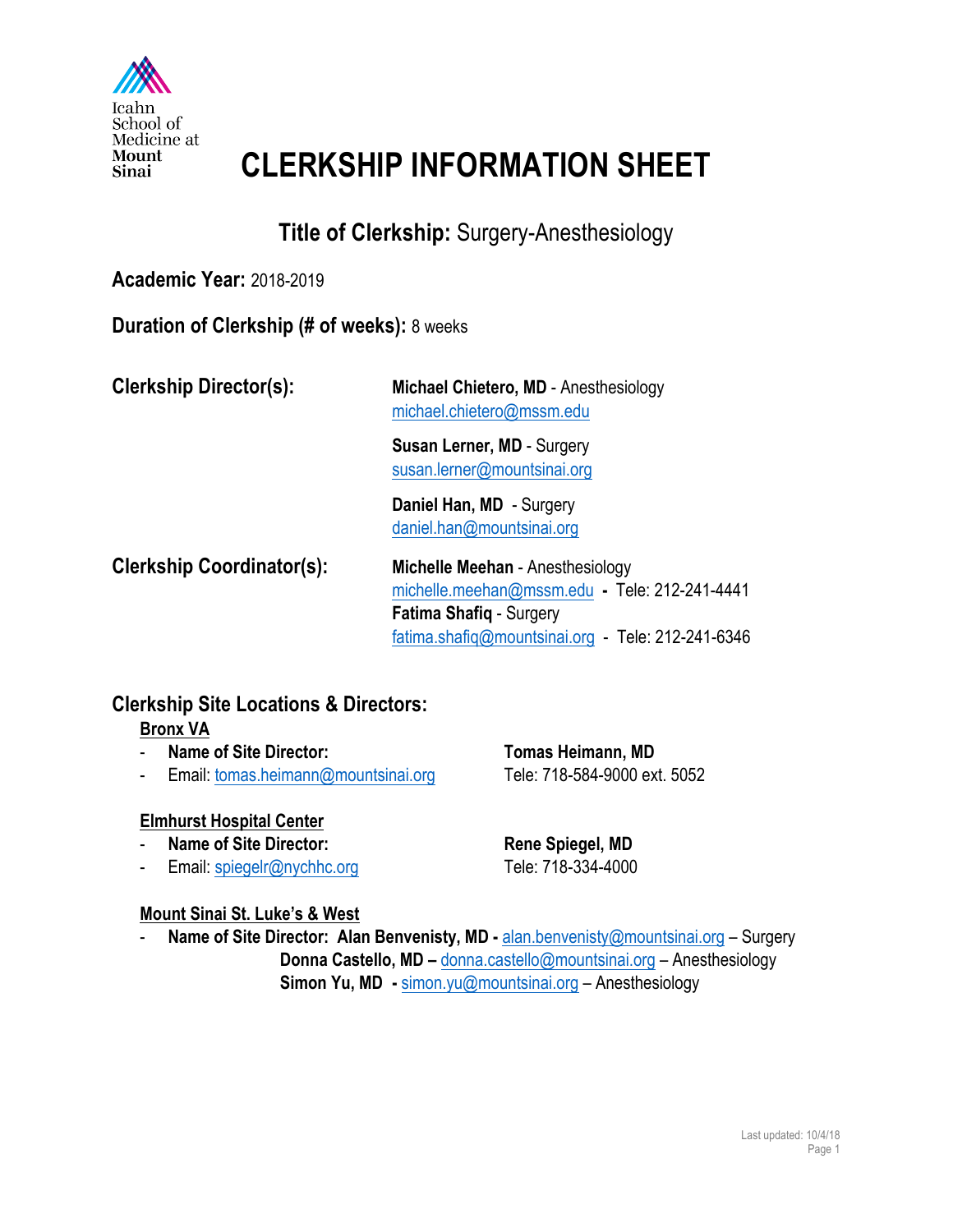Icahn School of Medicine at Mount Sinai

# CLERKSHIP INFORMATION SHEET

## Title of Clerkship: Surgery-Anesthesiology

**Academic Year:** 2018-2019

**Duration of Clerkship (# of weeks):** 8 weeks

**Clerkship Director(s):**

**Michael Chietero, MD** - Anesthesiology
michael.chietero@mssm.edu

**Susan Lerner, MD** - Surgery
susan.lerner@mountsinai.org

**Daniel Han, MD** - Surgery
daniel.han@mountsinai.org

**Clerkship Coordinator(s):**

**Michelle Meehan** - Anesthesiology
michelle.meehan@mssm.edu - Tele: 212-241-4441

**Fatima Shafiq** - Surgery
fatima.shafiq@mountsinai.org - Tele: 212-241-6346

### Clerkship Site Locations & Directors:

**Bronx VA**

- **Name of Site Director:** **Tomas Heimann, MD**
- Email: tomas.heimann@mountsinai.org Tele: 718-584-9000 ext. 5052

**Elmhurst Hospital Center**

- **Name of Site Director:** **Rene Spiegel, MD**
- Email: spiegelr@nychhc.org Tele: 718-334-4000

**Mount Sinai St. Luke's & West**

- **Name of Site Director: Alan Benvenisty, MD -** alan.benvenisty@mountsinai.org – Surgery
  **Donna Castello, MD –** donna.castello@mountsinai.org – Anesthesiology
  **Simon Yu, MD -** simon.yu@mountsinai.org – Anesthesiology

Last updated: 10/4/18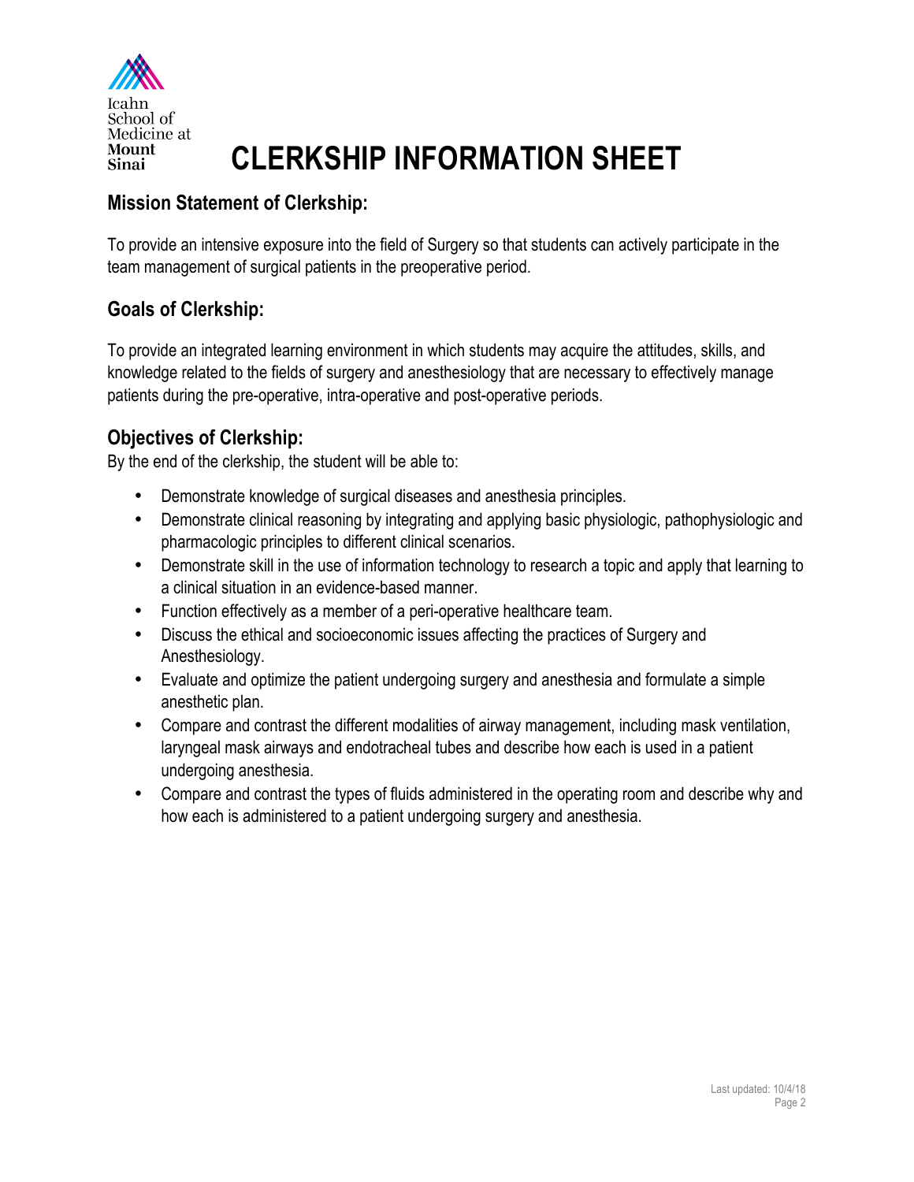# CLERKSHIP INFORMATION SHEET

## Mission Statement of Clerkship:

To provide an intensive exposure into the field of Surgery so that students can actively participate in the team management of surgical patients in the preoperative period.

## Goals of Clerkship:

To provide an integrated learning environment in which students may acquire the attitudes, skills, and knowledge related to the fields of surgery and anesthesiology that are necessary to effectively manage patients during the pre-operative, intra-operative and post-operative periods.

## Objectives of Clerkship:

By the end of the clerkship, the student will be able to:

- Demonstrate knowledge of surgical diseases and anesthesia principles.
- Demonstrate clinical reasoning by integrating and applying basic physiologic, pathophysiologic and pharmacologic principles to different clinical scenarios.
- Demonstrate skill in the use of information technology to research a topic and apply that learning to a clinical situation in an evidence-based manner.
- Function effectively as a member of a peri-operative healthcare team.
- Discuss the ethical and socioeconomic issues affecting the practices of Surgery and Anesthesiology.
- Evaluate and optimize the patient undergoing surgery and anesthesia and formulate a simple anesthetic plan.
- Compare and contrast the different modalities of airway management, including mask ventilation, laryngeal mask airways and endotracheal tubes and describe how each is used in a patient undergoing anesthesia.
- Compare and contrast the types of fluids administered in the operating room and describe why and how each is administered to a patient undergoing surgery and anesthesia.

Last updated: 10/4/18